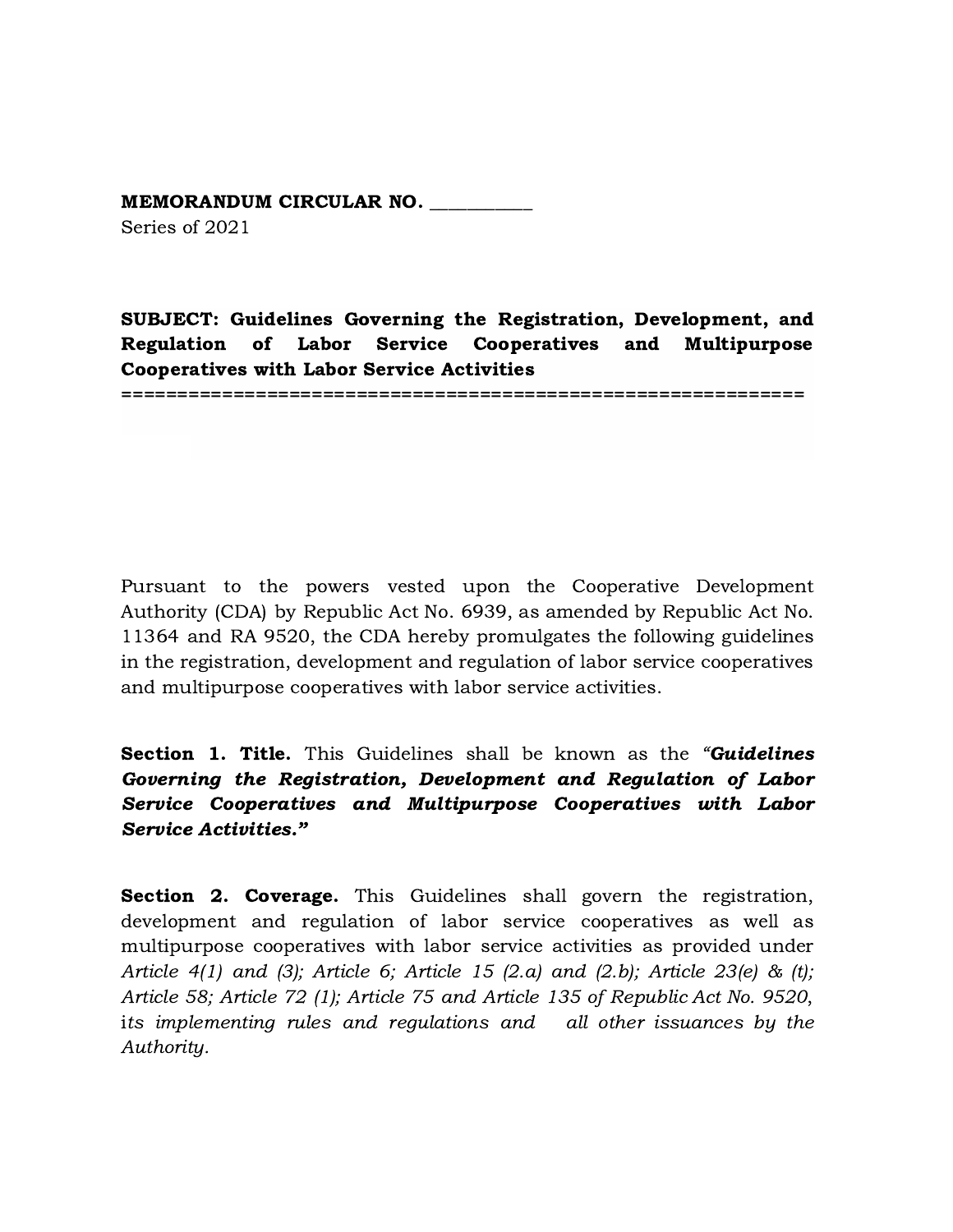**MEMORANDUM CIRCULAR NO. __________**
Series of 2021

**SUBJECT: Guidelines Governing the Registration, Development, and Regulation of Labor Service Cooperatives and Multipurpose Cooperatives with Labor Service Activities**

============================================================

Pursuant to the powers vested upon the Cooperative Development Authority (CDA) by Republic Act No. 6939, as amended by Republic Act No. 11364 and RA 9520, the CDA hereby promulgates the following guidelines in the registration, development and regulation of labor service cooperatives and multipurpose cooperatives with labor service activities.

**Section 1. Title.** This Guidelines shall be known as the *"**Guidelines Governing the Registration, Development and Regulation of Labor Service Cooperatives and Multipurpose Cooperatives with Labor Service Activities.**"*

**Section 2. Coverage.** This Guidelines shall govern the registration, development and regulation of labor service cooperatives as well as multipurpose cooperatives with labor service activities as provided under *Article 4(1) and (3); Article 6; Article 15 (2.a) and (2.b); Article 23(e) & (t); Article 58; Article 72 (1); Article 75 and Article 135 of Republic Act No. 9520*, *its implementing rules and regulations and all other issuances by the Authority.*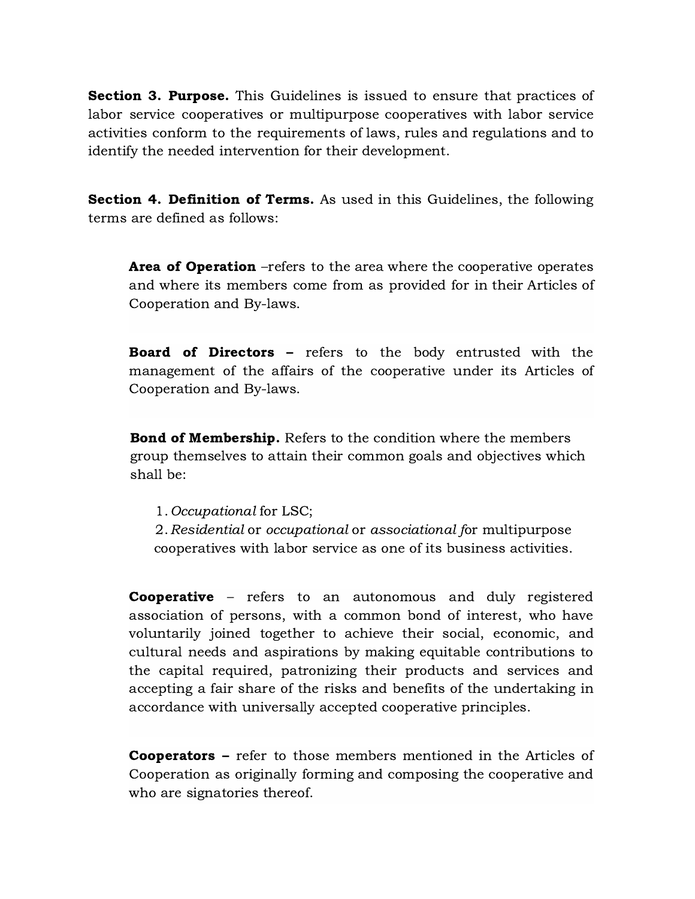**Section 3. Purpose.** This Guidelines is issued to ensure that practices of labor service cooperatives or multipurpose cooperatives with labor service activities conform to the requirements of laws, rules and regulations and to identify the needed intervention for their development.

**Section 4. Definition of Terms.** As used in this Guidelines, the following terms are defined as follows:

**Area of Operation** –refers to the area where the cooperative operates and where its members come from as provided for in their Articles of Cooperation and By-laws.

**Board of Directors –** refers to the body entrusted with the management of the affairs of the cooperative under its Articles of Cooperation and By-laws.

**Bond of Membership.** Refers to the condition where the members group themselves to attain their common goals and objectives which shall be:

1. *Occupational* for LSC;
2. *Residential* or *occupational* or *associational f*or multipurpose cooperatives with labor service as one of its business activities.

**Cooperative** – refers to an autonomous and duly registered association of persons, with a common bond of interest, who have voluntarily joined together to achieve their social, economic, and cultural needs and aspirations by making equitable contributions to the capital required, patronizing their products and services and accepting a fair share of the risks and benefits of the undertaking in accordance with universally accepted cooperative principles.

**Cooperators –** refer to those members mentioned in the Articles of Cooperation as originally forming and composing the cooperative and who are signatories thereof.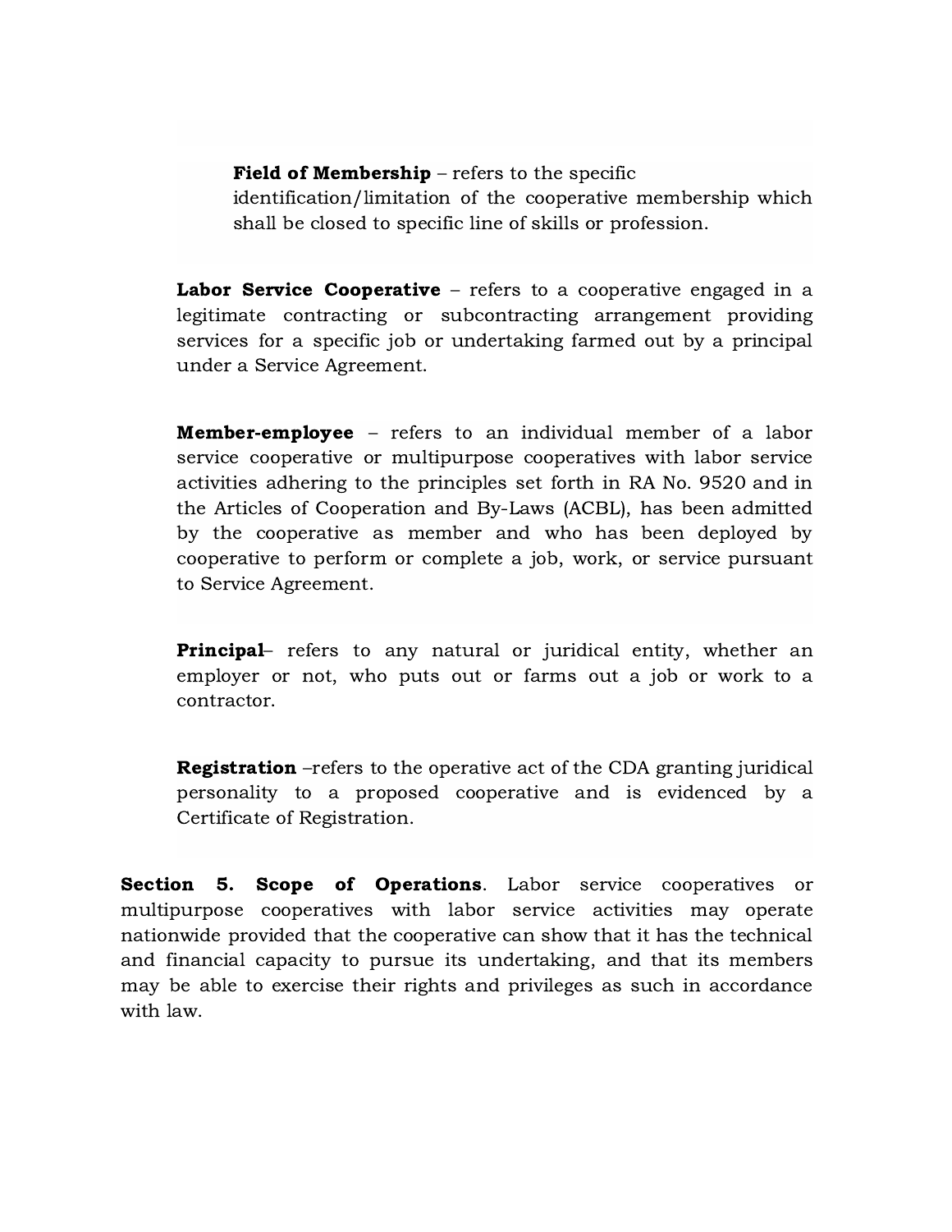**Field of Membership** – refers to the specific identification/limitation of the cooperative membership which shall be closed to specific line of skills or profession.

**Labor Service Cooperative** – refers to a cooperative engaged in a legitimate contracting or subcontracting arrangement providing services for a specific job or undertaking farmed out by a principal under a Service Agreement.

**Member-employee** – refers to an individual member of a labor service cooperative or multipurpose cooperatives with labor service activities adhering to the principles set forth in RA No. 9520 and in the Articles of Cooperation and By-Laws (ACBL), has been admitted by the cooperative as member and who has been deployed by cooperative to perform or complete a job, work, or service pursuant to Service Agreement.

**Principal**– refers to any natural or juridical entity, whether an employer or not, who puts out or farms out a job or work to a contractor.

**Registration** –refers to the operative act of the CDA granting juridical personality to a proposed cooperative and is evidenced by a Certificate of Registration.

**Section 5. Scope of Operations**. Labor service cooperatives or multipurpose cooperatives with labor service activities may operate nationwide provided that the cooperative can show that it has the technical and financial capacity to pursue its undertaking, and that its members may be able to exercise their rights and privileges as such in accordance with law.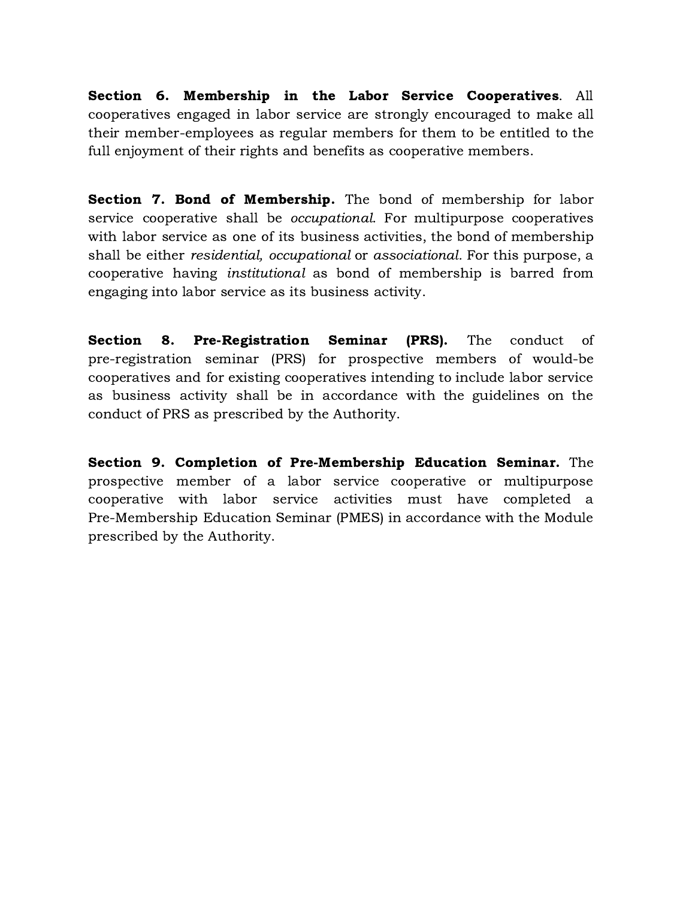**Section 6. Membership in the Labor Service Cooperatives**. All cooperatives engaged in labor service are strongly encouraged to make all their member-employees as regular members for them to be entitled to the full enjoyment of their rights and benefits as cooperative members.

**Section 7. Bond of Membership.** The bond of membership for labor service cooperative shall be *occupational*. For multipurpose cooperatives with labor service as one of its business activities, the bond of membership shall be either *residential, occupational* or *associational*. For this purpose, a cooperative having *institutional* as bond of membership is barred from engaging into labor service as its business activity.

**Section 8. Pre-Registration Seminar (PRS).** The conduct of pre-registration seminar (PRS) for prospective members of would-be cooperatives and for existing cooperatives intending to include labor service as business activity shall be in accordance with the guidelines on the conduct of PRS as prescribed by the Authority.

**Section 9. Completion of Pre-Membership Education Seminar.** The prospective member of a labor service cooperative or multipurpose cooperative with labor service activities must have completed a Pre-Membership Education Seminar (PMES) in accordance with the Module prescribed by the Authority.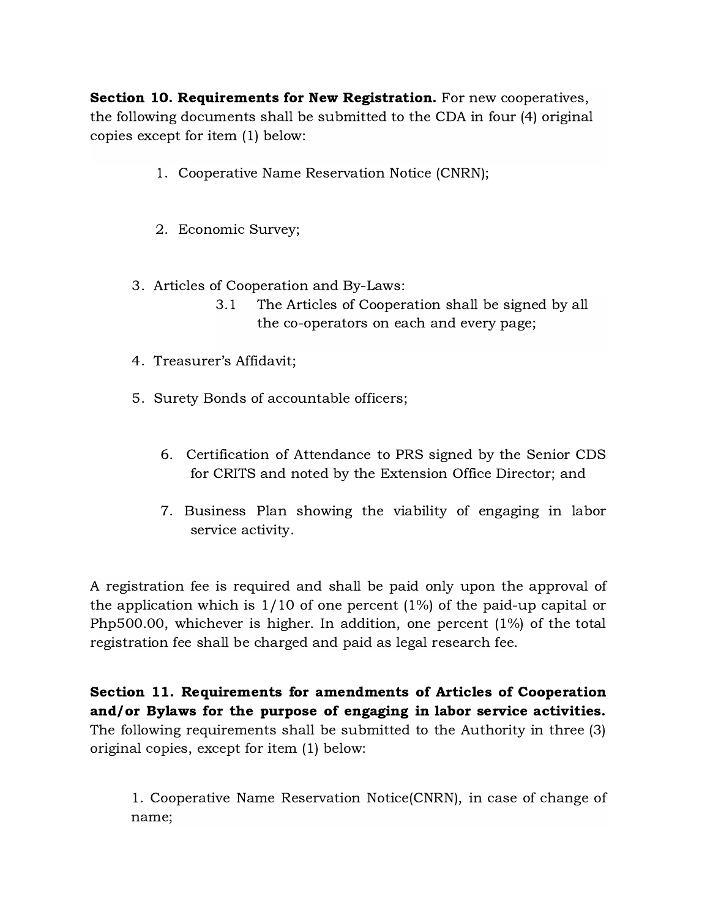**Section 10. Requirements for New Registration.** For new cooperatives, the following documents shall be submitted to the CDA in four (4) original copies except for item (1) below:

1. Cooperative Name Reservation Notice (CNRN);
2. Economic Survey;
3. Articles of Cooperation and By-Laws:
   3.1 The Articles of Cooperation shall be signed by all the co-operators on each and every page;
4. Treasurer's Affidavit;
5. Surety Bonds of accountable officers;
6. Certification of Attendance to PRS signed by the Senior CDS for CRITS and noted by the Extension Office Director; and
7. Business Plan showing the viability of engaging in labor service activity.

A registration fee is required and shall be paid only upon the approval of the application which is 1/10 of one percent (1%) of the paid-up capital or Php500.00, whichever is higher. In addition, one percent (1%) of the total registration fee shall be charged and paid as legal research fee.

**Section 11. Requirements for amendments of Articles of Cooperation and/or Bylaws for the purpose of engaging in labor service activities.** The following requirements shall be submitted to the Authority in three (3) original copies, except for item (1) below:

1. Cooperative Name Reservation Notice(CNRN), in case of change of name;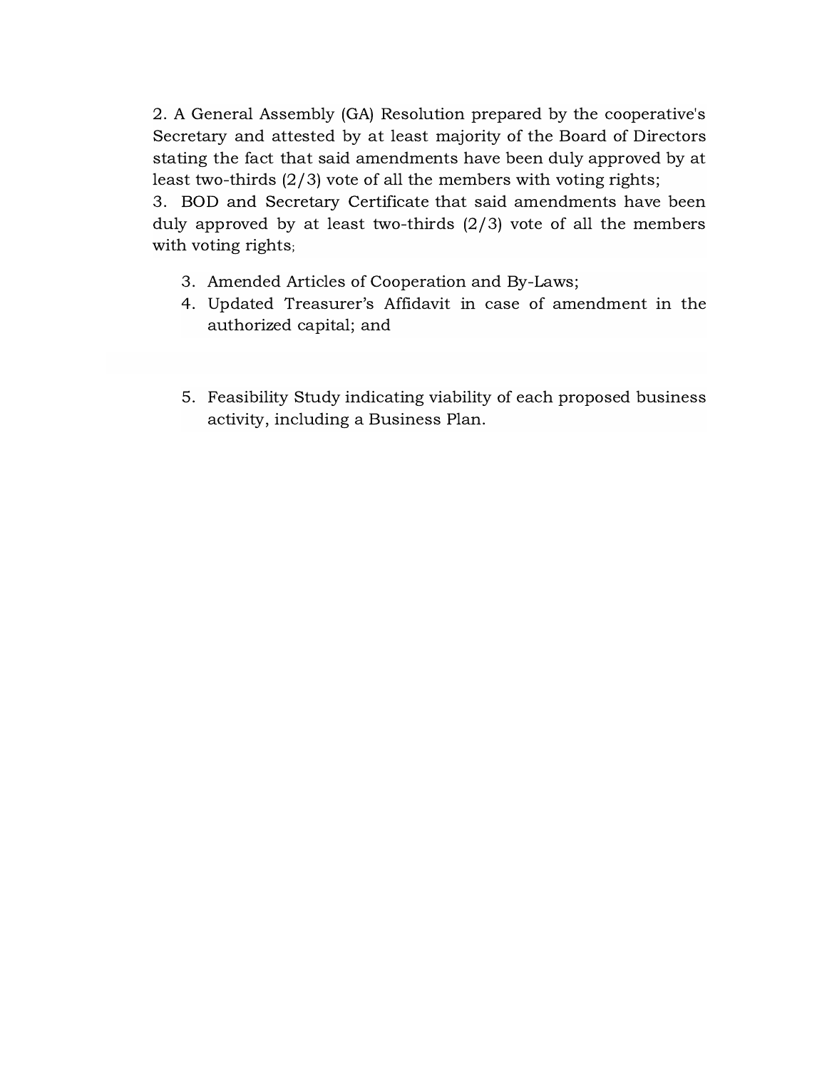2. A General Assembly (GA) Resolution prepared by the cooperative's Secretary and attested by at least majority of the Board of Directors stating the fact that said amendments have been duly approved by at least two-thirds (2/3) vote of all the members with voting rights;

3. BOD and Secretary Certificate that said amendments have been duly approved by at least two-thirds (2/3) vote of all the members with voting rights;

3. Amended Articles of Cooperation and By-Laws;
4. Updated Treasurer's Affidavit in case of amendment in the authorized capital; and

5. Feasibility Study indicating viability of each proposed business activity, including a Business Plan.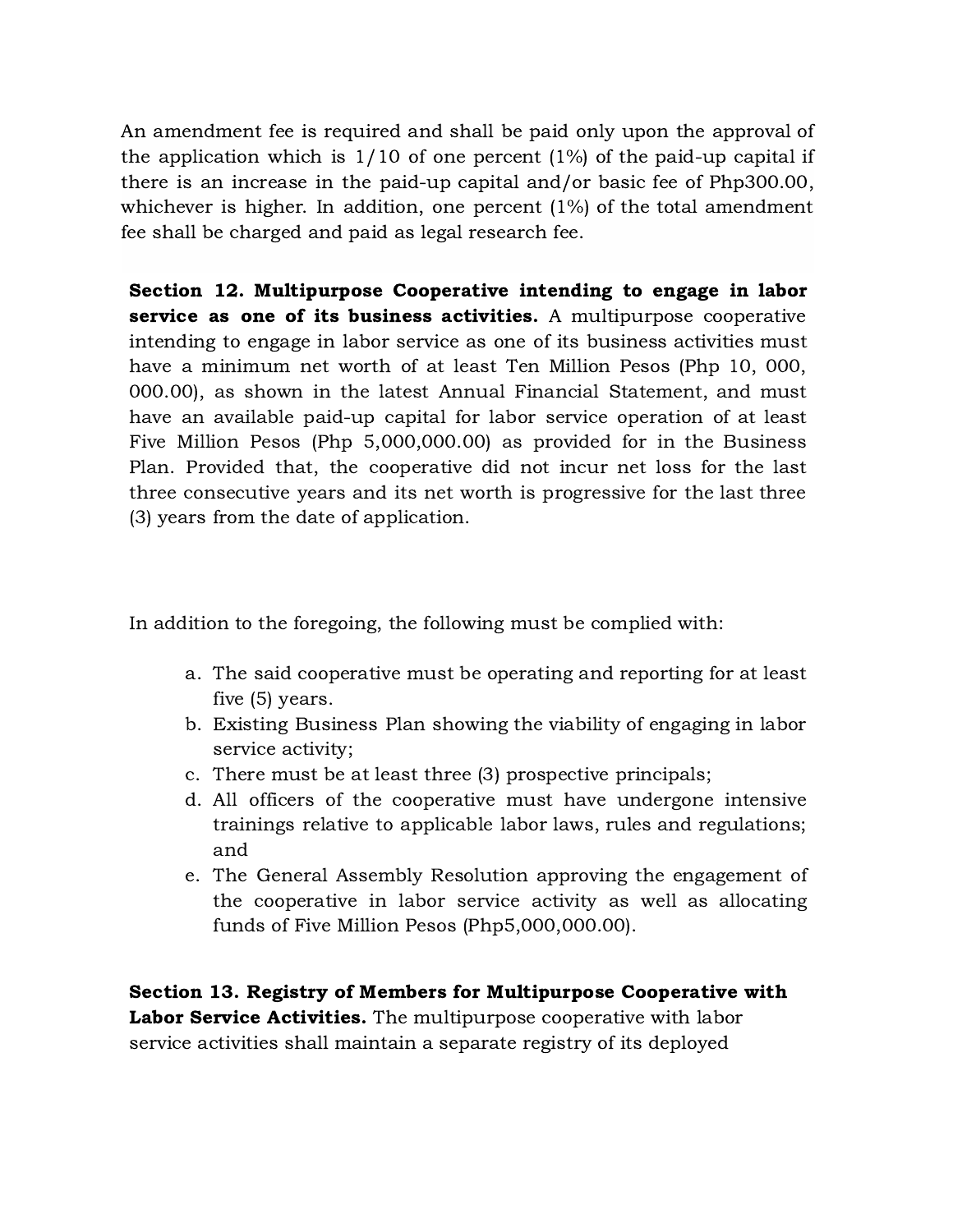An amendment fee is required and shall be paid only upon the approval of the application which is 1/10 of one percent (1%) of the paid-up capital if there is an increase in the paid-up capital and/or basic fee of Php300.00, whichever is higher. In addition, one percent (1%) of the total amendment fee shall be charged and paid as legal research fee.

**Section 12. Multipurpose Cooperative intending to engage in labor service as one of its business activities.** A multipurpose cooperative intending to engage in labor service as one of its business activities must have a minimum net worth of at least Ten Million Pesos (Php 10, 000, 000.00), as shown in the latest Annual Financial Statement, and must have an available paid-up capital for labor service operation of at least Five Million Pesos (Php 5,000,000.00) as provided for in the Business Plan. Provided that, the cooperative did not incur net loss for the last three consecutive years and its net worth is progressive for the last three (3) years from the date of application.

In addition to the foregoing, the following must be complied with:

a. The said cooperative must be operating and reporting for at least five (5) years.
b. Existing Business Plan showing the viability of engaging in labor service activity;
c. There must be at least three (3) prospective principals;
d. All officers of the cooperative must have undergone intensive trainings relative to applicable labor laws, rules and regulations; and
e. The General Assembly Resolution approving the engagement of the cooperative in labor service activity as well as allocating funds of Five Million Pesos (Php5,000,000.00).

**Section 13. Registry of Members for Multipurpose Cooperative with Labor Service Activities.** The multipurpose cooperative with labor service activities shall maintain a separate registry of its deployed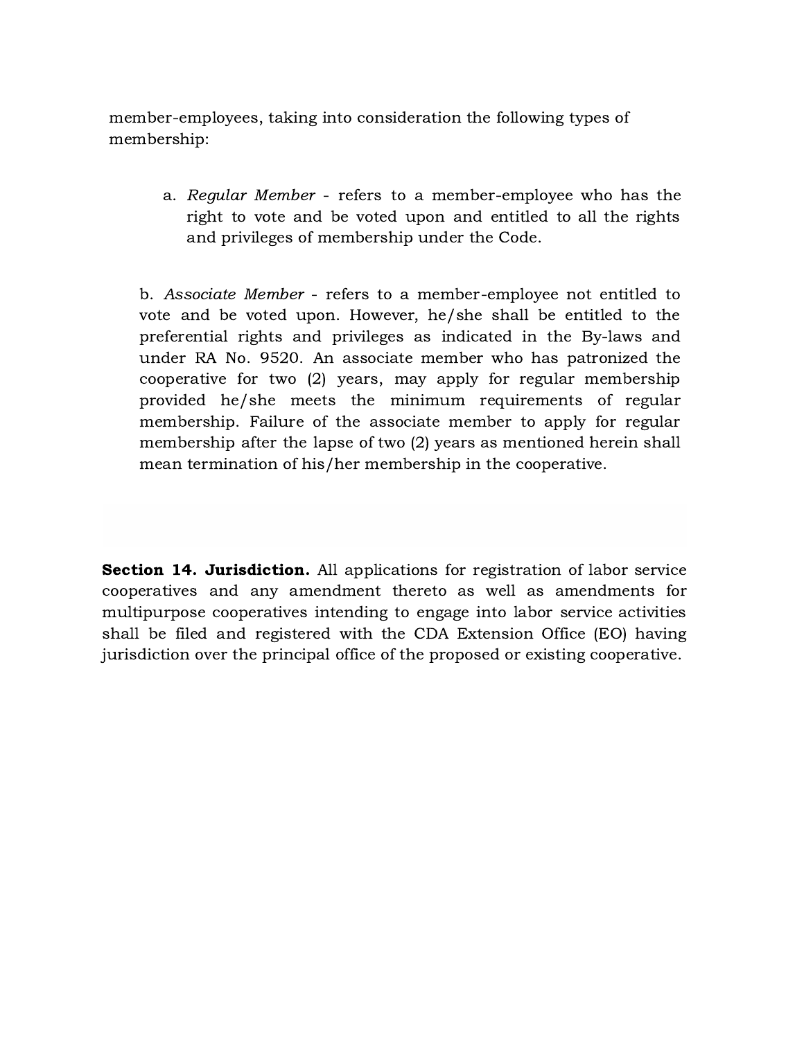member-employees, taking into consideration the following types of membership:

a. *Regular Member* - refers to a member-employee who has the right to vote and be voted upon and entitled to all the rights and privileges of membership under the Code.

b. *Associate Member* - refers to a member-employee not entitled to vote and be voted upon. However, he/she shall be entitled to the preferential rights and privileges as indicated in the By-laws and under RA No. 9520. An associate member who has patronized the cooperative for two (2) years, may apply for regular membership provided he/she meets the minimum requirements of regular membership. Failure of the associate member to apply for regular membership after the lapse of two (2) years as mentioned herein shall mean termination of his/her membership in the cooperative.

**Section 14. Jurisdiction.** All applications for registration of labor service cooperatives and any amendment thereto as well as amendments for multipurpose cooperatives intending to engage into labor service activities shall be filed and registered with the CDA Extension Office (EO) having jurisdiction over the principal office of the proposed or existing cooperative.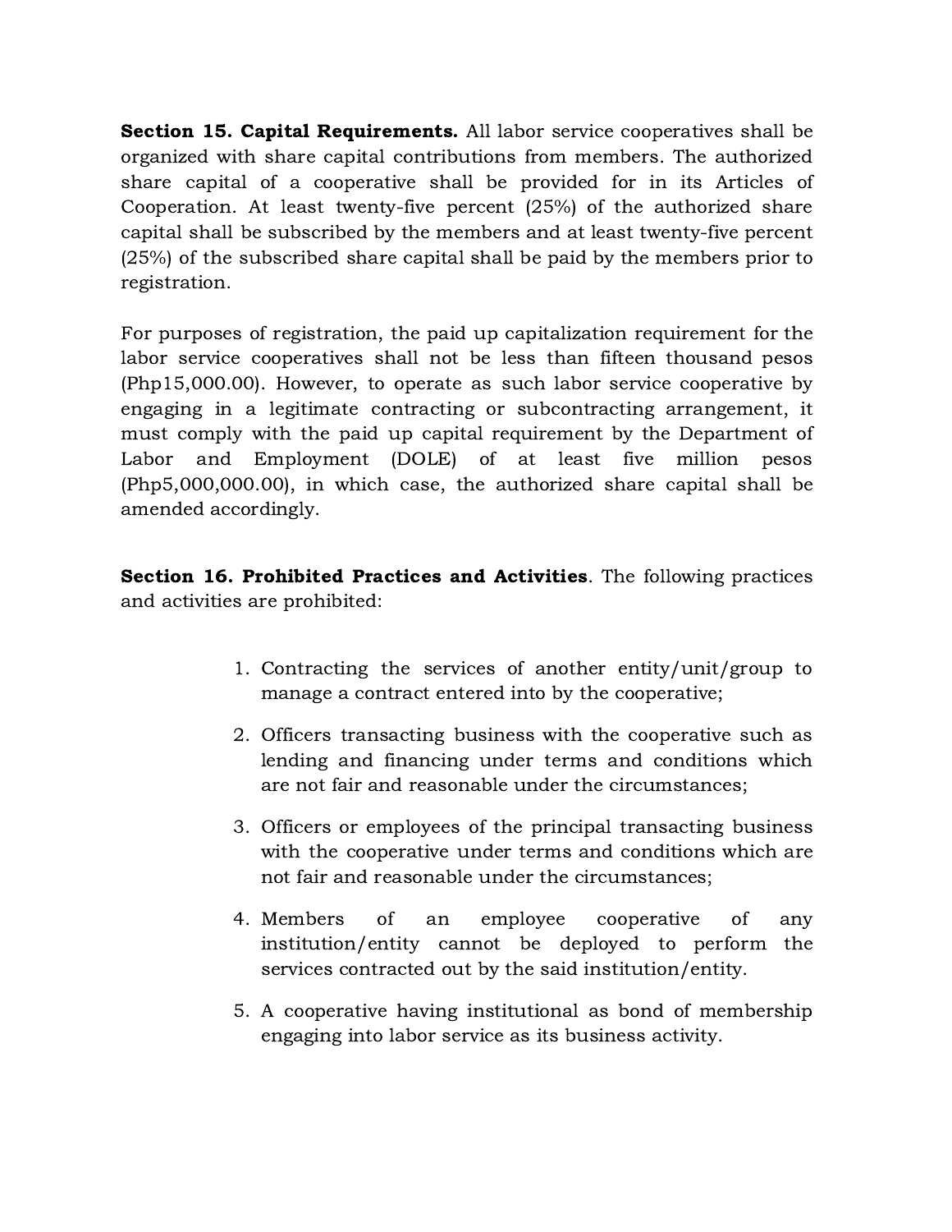**Section 15. Capital Requirements.** All labor service cooperatives shall be organized with share capital contributions from members. The authorized share capital of a cooperative shall be provided for in its Articles of Cooperation. At least twenty-five percent (25%) of the authorized share capital shall be subscribed by the members and at least twenty-five percent (25%) of the subscribed share capital shall be paid by the members prior to registration.

For purposes of registration, the paid up capitalization requirement for the labor service cooperatives shall not be less than fifteen thousand pesos (Php15,000.00). However, to operate as such labor service cooperative by engaging in a legitimate contracting or subcontracting arrangement, it must comply with the paid up capital requirement by the Department of Labor and Employment (DOLE) of at least five million pesos (Php5,000,000.00), in which case, the authorized share capital shall be amended accordingly.

**Section 16. Prohibited Practices and Activities**. The following practices and activities are prohibited:

1. Contracting the services of another entity/unit/group to manage a contract entered into by the cooperative;
2. Officers transacting business with the cooperative such as lending and financing under terms and conditions which are not fair and reasonable under the circumstances;
3. Officers or employees of the principal transacting business with the cooperative under terms and conditions which are not fair and reasonable under the circumstances;
4. Members of an employee cooperative of any institution/entity cannot be deployed to perform the services contracted out by the said institution/entity.
5. A cooperative having institutional as bond of membership engaging into labor service as its business activity.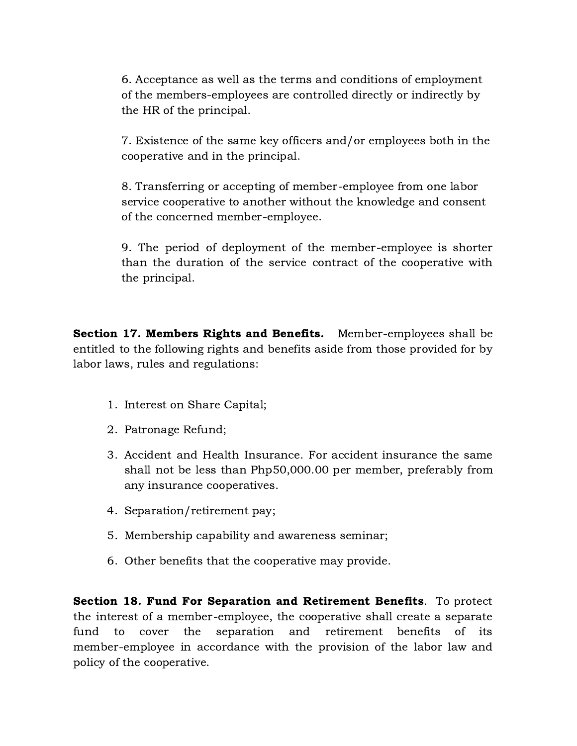6. Acceptance as well as the terms and conditions of employment of the members-employees are controlled directly or indirectly by the HR of the principal.

7. Existence of the same key officers and/or employees both in the cooperative and in the principal.

8. Transferring or accepting of member-employee from one labor service cooperative to another without the knowledge and consent of the concerned member-employee.

9. The period of deployment of the member-employee is shorter than the duration of the service contract of the cooperative with the principal.

**Section 17. Members Rights and Benefits.** Member-employees shall be entitled to the following rights and benefits aside from those provided for by labor laws, rules and regulations:

1. Interest on Share Capital;
2. Patronage Refund;
3. Accident and Health Insurance. For accident insurance the same shall not be less than Php50,000.00 per member, preferably from any insurance cooperatives.
4. Separation/retirement pay;
5. Membership capability and awareness seminar;
6. Other benefits that the cooperative may provide.

**Section 18. Fund For Separation and Retirement Benefits**. To protect the interest of a member-employee, the cooperative shall create a separate fund to cover the separation and retirement benefits of its member-employee in accordance with the provision of the labor law and policy of the cooperative.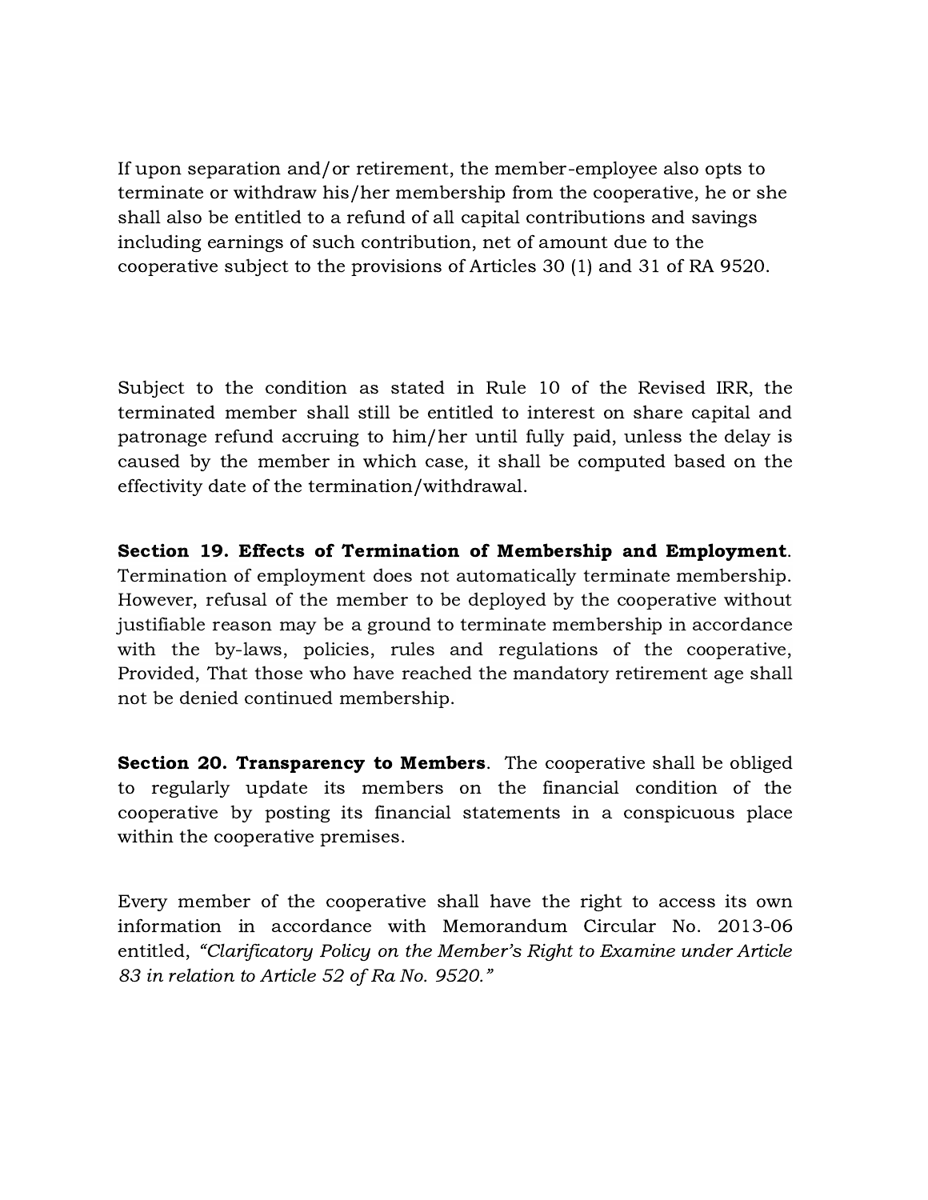If upon separation and/or retirement, the member-employee also opts to terminate or withdraw his/her membership from the cooperative, he or she shall also be entitled to a refund of all capital contributions and savings including earnings of such contribution, net of amount due to the cooperative subject to the provisions of Articles 30 (1) and 31 of RA 9520.

Subject to the condition as stated in Rule 10 of the Revised IRR, the terminated member shall still be entitled to interest on share capital and patronage refund accruing to him/her until fully paid, unless the delay is caused by the member in which case, it shall be computed based on the effectivity date of the termination/withdrawal.

**Section 19. Effects of Termination of Membership and Employment**. Termination of employment does not automatically terminate membership. However, refusal of the member to be deployed by the cooperative without justifiable reason may be a ground to terminate membership in accordance with the by-laws, policies, rules and regulations of the cooperative, Provided, That those who have reached the mandatory retirement age shall not be denied continued membership.

**Section 20. Transparency to Members**. The cooperative shall be obliged to regularly update its members on the financial condition of the cooperative by posting its financial statements in a conspicuous place within the cooperative premises.

Every member of the cooperative shall have the right to access its own information in accordance with Memorandum Circular No. 2013-06 entitled, *"Clarificatory Policy on the Member's Right to Examine under Article 83 in relation to Article 52 of Ra No. 9520."*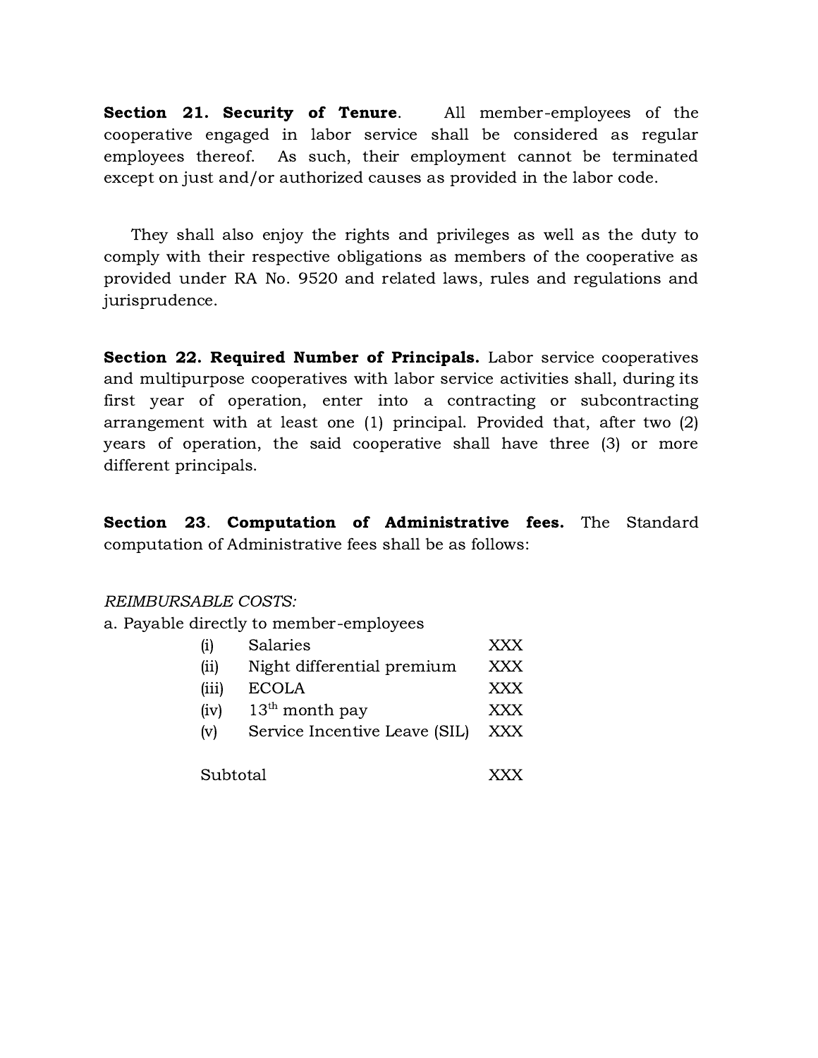**Section 21. Security of Tenure.** All member-employees of the cooperative engaged in labor service shall be considered as regular employees thereof. As such, their employment cannot be terminated except on just and/or authorized causes as provided in the labor code.

They shall also enjoy the rights and privileges as well as the duty to comply with their respective obligations as members of the cooperative as provided under RA No. 9520 and related laws, rules and regulations and jurisprudence.

**Section 22. Required Number of Principals.** Labor service cooperatives and multipurpose cooperatives with labor service activities shall, during its first year of operation, enter into a contracting or subcontracting arrangement with at least one (1) principal. Provided that, after two (2) years of operation, the said cooperative shall have three (3) or more different principals.

**Section 23. Computation of Administrative fees.** The Standard computation of Administrative fees shall be as follows:

*REIMBURSABLE COSTS:*

a. Payable directly to member-employees

| | | |
|---|---|---|
| (i) | Salaries | XXX |
| (ii) | Night differential premium | XXX |
| (iii) | ECOLA | XXX |
| (iv) | 13th month pay | XXX |
| (v) | Service Incentive Leave (SIL) | XXX |
| | | |
| | Subtotal | XXX |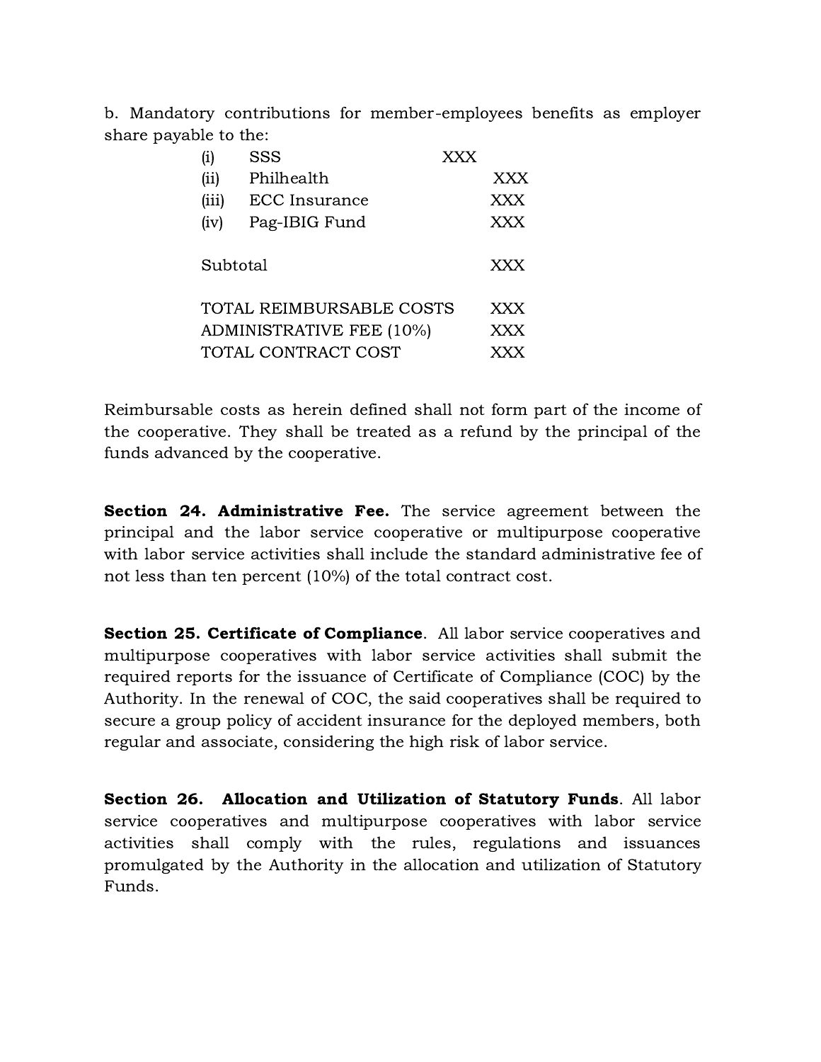b. Mandatory contributions for member-employees benefits as employer share payable to the:

| | | |
|---|---|---|
| (i) | SSS | XXX |
| (ii) | Philhealth | XXX |
| (iii) | ECC Insurance | XXX |
| (iv) | Pag-IBIG Fund | XXX |
| | Subtotal | XXX |
| | TOTAL REIMBURSABLE COSTS | XXX |
| | ADMINISTRATIVE FEE (10%) | XXX |
| | TOTAL CONTRACT COST | XXX |

Reimbursable costs as herein defined shall not form part of the income of the cooperative. They shall be treated as a refund by the principal of the funds advanced by the cooperative.

**Section 24. Administrative Fee.** The service agreement between the principal and the labor service cooperative or multipurpose cooperative with labor service activities shall include the standard administrative fee of not less than ten percent (10%) of the total contract cost.

**Section 25. Certificate of Compliance**. All labor service cooperatives and multipurpose cooperatives with labor service activities shall submit the required reports for the issuance of Certificate of Compliance (COC) by the Authority. In the renewal of COC, the said cooperatives shall be required to secure a group policy of accident insurance for the deployed members, both regular and associate, considering the high risk of labor service.

**Section 26. Allocation and Utilization of Statutory Funds**. All labor service cooperatives and multipurpose cooperatives with labor service activities shall comply with the rules, regulations and issuances promulgated by the Authority in the allocation and utilization of Statutory Funds.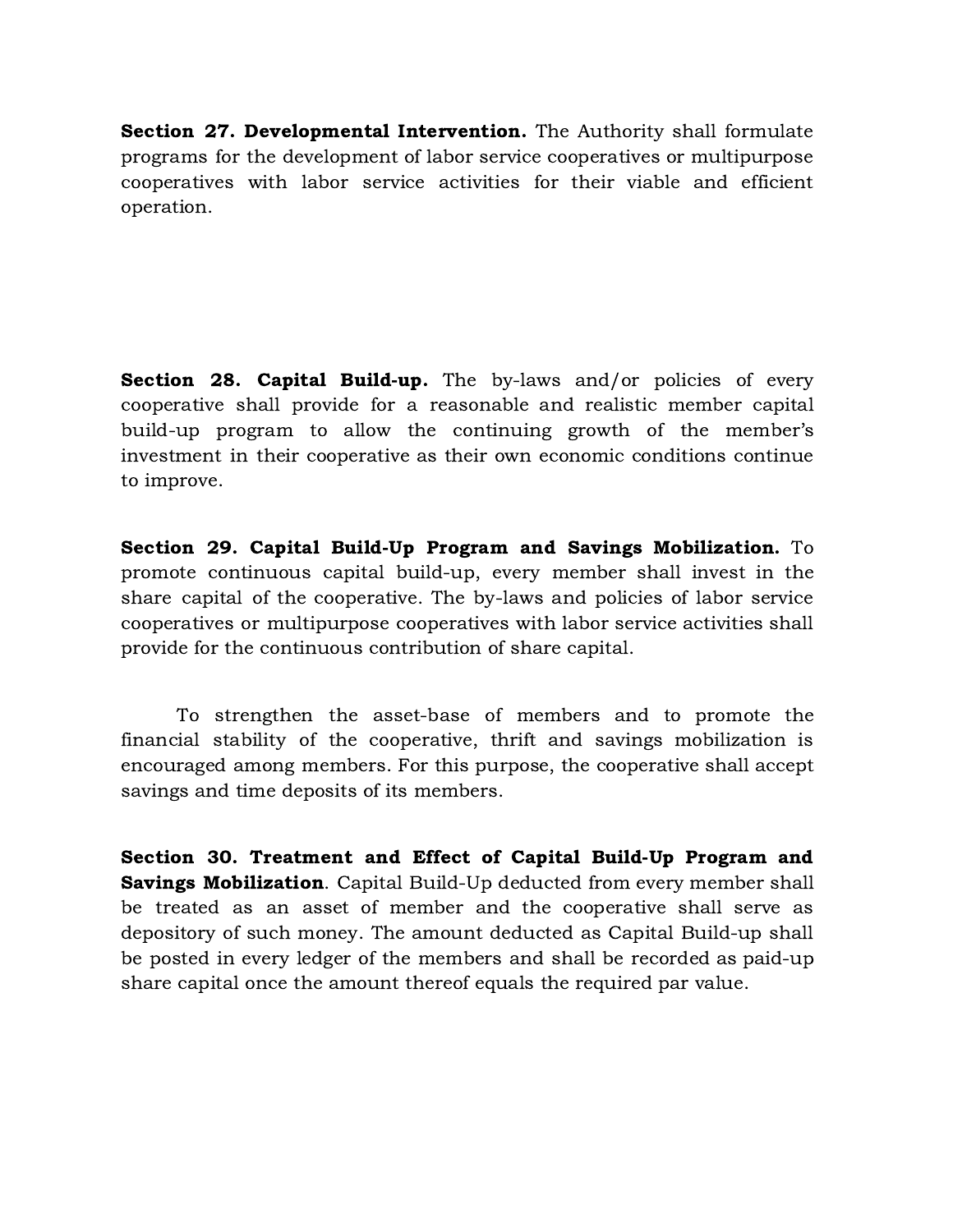**Section 27. Developmental Intervention.** The Authority shall formulate programs for the development of labor service cooperatives or multipurpose cooperatives with labor service activities for their viable and efficient operation.

**Section 28. Capital Build-up.** The by-laws and/or policies of every cooperative shall provide for a reasonable and realistic member capital build-up program to allow the continuing growth of the member's investment in their cooperative as their own economic conditions continue to improve.

**Section 29. Capital Build-Up Program and Savings Mobilization.** To promote continuous capital build-up, every member shall invest in the share capital of the cooperative. The by-laws and policies of labor service cooperatives or multipurpose cooperatives with labor service activities shall provide for the continuous contribution of share capital.

To strengthen the asset-base of members and to promote the financial stability of the cooperative, thrift and savings mobilization is encouraged among members. For this purpose, the cooperative shall accept savings and time deposits of its members.

**Section 30. Treatment and Effect of Capital Build-Up Program and Savings Mobilization**. Capital Build-Up deducted from every member shall be treated as an asset of member and the cooperative shall serve as depository of such money. The amount deducted as Capital Build-up shall be posted in every ledger of the members and shall be recorded as paid-up share capital once the amount thereof equals the required par value.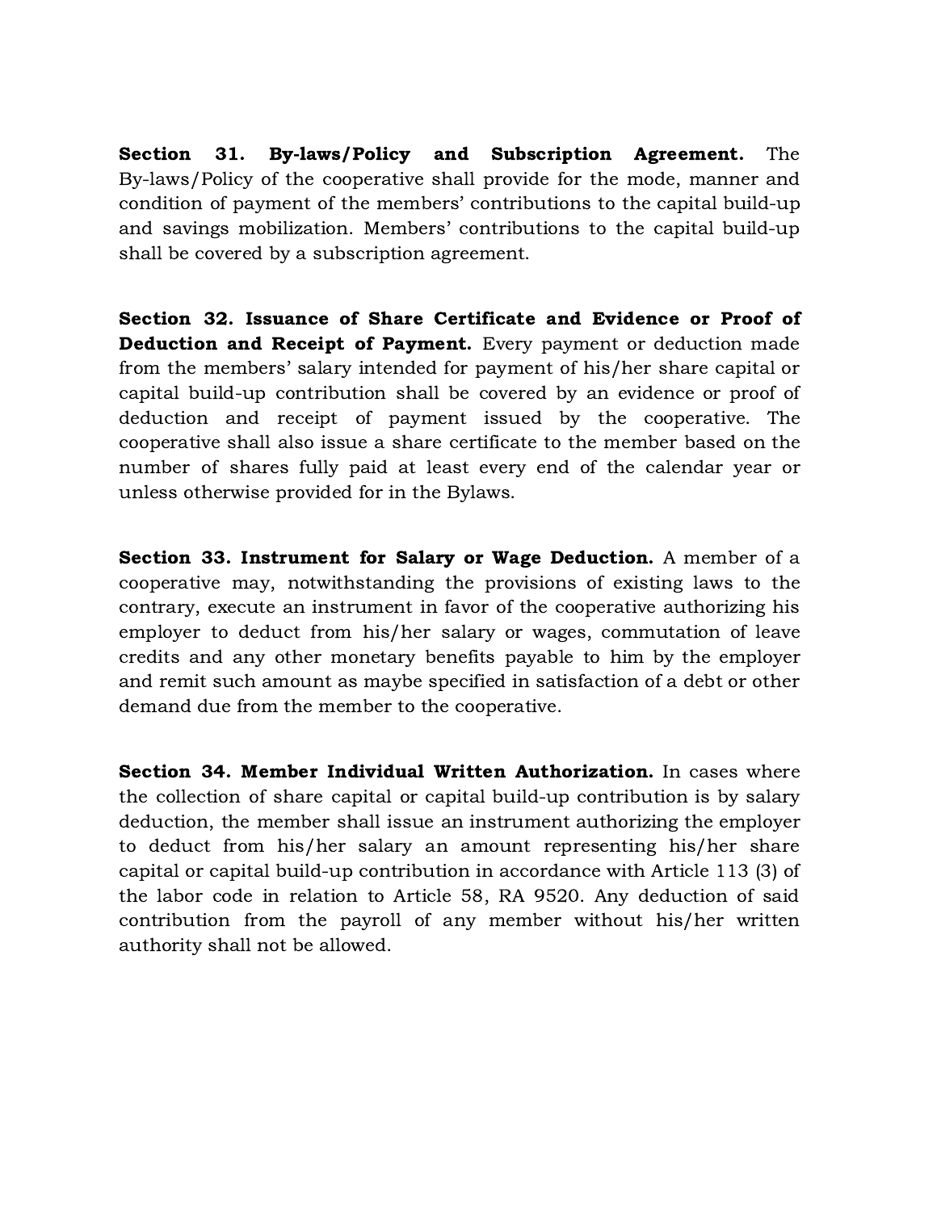**Section 31. By-laws/Policy and Subscription Agreement.** The By-laws/Policy of the cooperative shall provide for the mode, manner and condition of payment of the members' contributions to the capital build-up and savings mobilization. Members' contributions to the capital build-up shall be covered by a subscription agreement.

**Section 32. Issuance of Share Certificate and Evidence or Proof of Deduction and Receipt of Payment.** Every payment or deduction made from the members' salary intended for payment of his/her share capital or capital build-up contribution shall be covered by an evidence or proof of deduction and receipt of payment issued by the cooperative. The cooperative shall also issue a share certificate to the member based on the number of shares fully paid at least every end of the calendar year or unless otherwise provided for in the Bylaws.

**Section 33. Instrument for Salary or Wage Deduction.** A member of a cooperative may, notwithstanding the provisions of existing laws to the contrary, execute an instrument in favor of the cooperative authorizing his employer to deduct from his/her salary or wages, commutation of leave credits and any other monetary benefits payable to him by the employer and remit such amount as maybe specified in satisfaction of a debt or other demand due from the member to the cooperative.

**Section 34. Member Individual Written Authorization.** In cases where the collection of share capital or capital build-up contribution is by salary deduction, the member shall issue an instrument authorizing the employer to deduct from his/her salary an amount representing his/her share capital or capital build-up contribution in accordance with Article 113 (3) of the labor code in relation to Article 58, RA 9520. Any deduction of said contribution from the payroll of any member without his/her written authority shall not be allowed.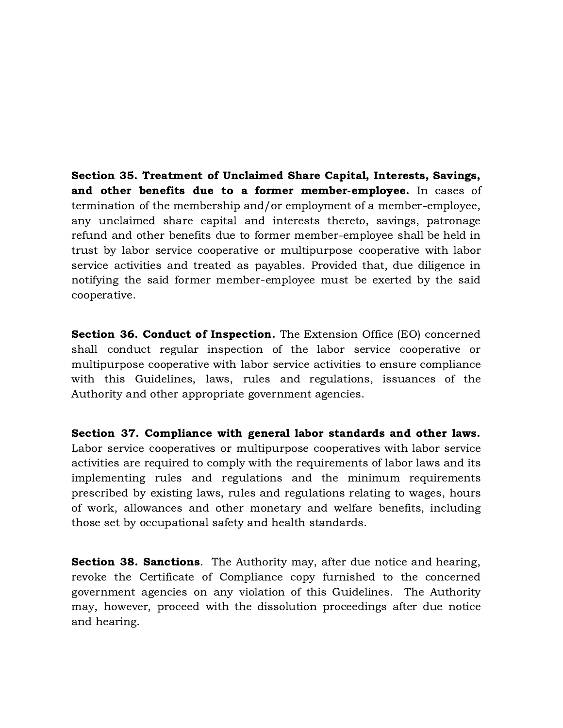**Section 35. Treatment of Unclaimed Share Capital, Interests, Savings, and other benefits due to a former member-employee.** In cases of termination of the membership and/or employment of a member-employee, any unclaimed share capital and interests thereto, savings, patronage refund and other benefits due to former member-employee shall be held in trust by labor service cooperative or multipurpose cooperative with labor service activities and treated as payables. Provided that, due diligence in notifying the said former member-employee must be exerted by the said cooperative.

**Section 36. Conduct of Inspection.** The Extension Office (EO) concerned shall conduct regular inspection of the labor service cooperative or multipurpose cooperative with labor service activities to ensure compliance with this Guidelines, laws, rules and regulations, issuances of the Authority and other appropriate government agencies.

**Section 37. Compliance with general labor standards and other laws.** Labor service cooperatives or multipurpose cooperatives with labor service activities are required to comply with the requirements of labor laws and its implementing rules and regulations and the minimum requirements prescribed by existing laws, rules and regulations relating to wages, hours of work, allowances and other monetary and welfare benefits, including those set by occupational safety and health standards.

**Section 38. Sanctions**. The Authority may, after due notice and hearing, revoke the Certificate of Compliance copy furnished to the concerned government agencies on any violation of this Guidelines. The Authority may, however, proceed with the dissolution proceedings after due notice and hearing.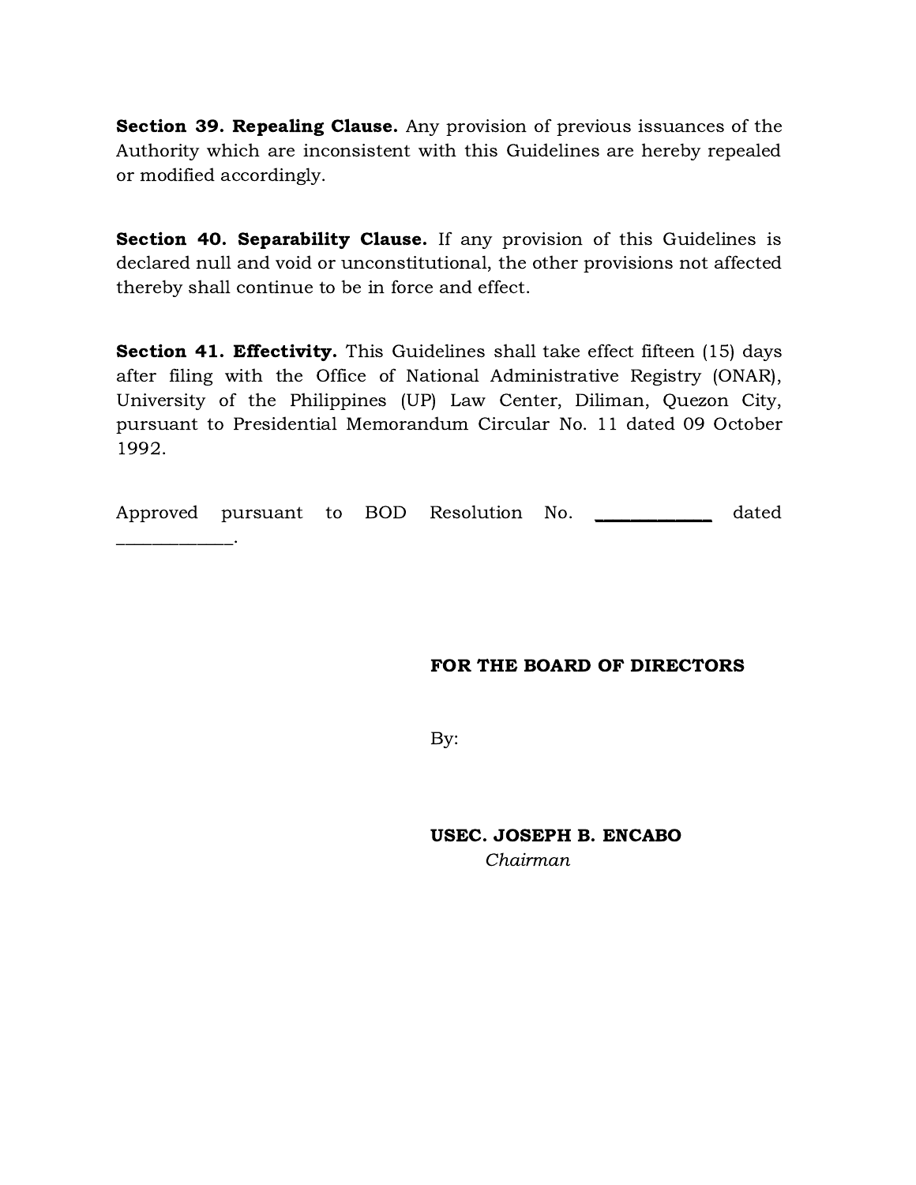**Section 39. Repealing Clause.** Any provision of previous issuances of the Authority which are inconsistent with this Guidelines are hereby repealed or modified accordingly.

**Section 40. Separability Clause.** If any provision of this Guidelines is declared null and void or unconstitutional, the other provisions not affected thereby shall continue to be in force and effect.

**Section 41. Effectivity.** This Guidelines shall take effect fifteen (15) days after filing with the Office of National Administrative Registry (ONAR), University of the Philippines (UP) Law Center, Diliman, Quezon City, pursuant to Presidential Memorandum Circular No. 11 dated 09 October 1992.

Approved pursuant to BOD Resolution No. ____________ dated ____________.

**FOR THE BOARD OF DIRECTORS**

By:

**USEC. JOSEPH B. ENCABO**
*Chairman*